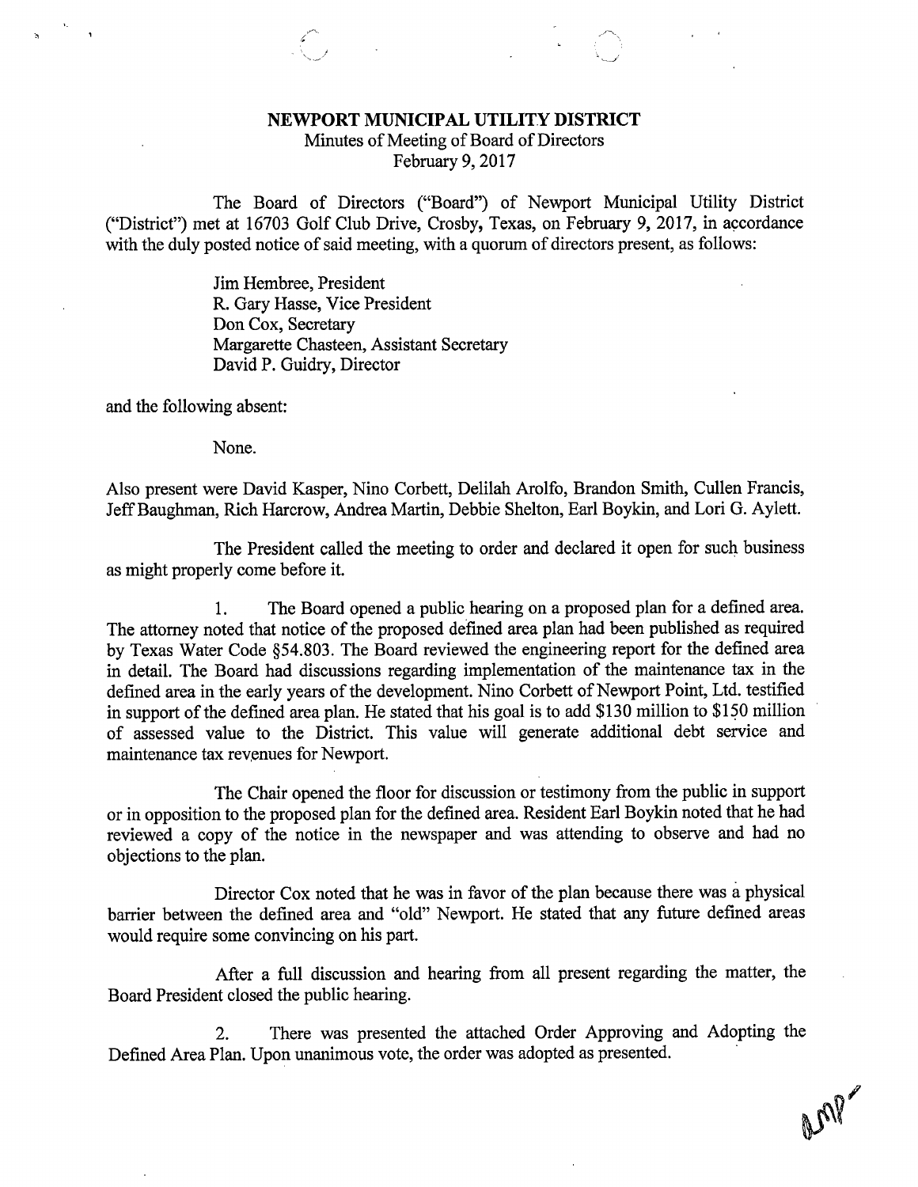# NEWPORT MUNICIPAL UTILITY DISTRICT

Minutes of Meeting of Board of Directors
February 9, 2017

The Board of Directors ("Board") of Newport Municipal Utility District ("District") met at 16703 Golf Club Drive, Crosby, Texas, on February 9, 2017, in accordance with the duly posted notice of said meeting, with a quorum of directors present, as follows:

Jim Hembree, President
R. Gary Hasse, Vice President
Don Cox, Secretary
Margarette Chasteen, Assistant Secretary
David P. Guidry, Director

and the following absent:

None.

Also present were David Kasper, Nino Corbett, Delilah Arolfo, Brandon Smith, Cullen Francis, Jeff Baughman, Rich Harcrow, Andrea Martin, Debbie Shelton, Earl Boykin, and Lori G. Aylett.

The President called the meeting to order and declared it open for such business as might properly come before it.

1. The Board opened a public hearing on a proposed plan for a defined area. The attorney noted that notice of the proposed defined area plan had been published as required by Texas Water Code §54.803. The Board reviewed the engineering report for the defined area in detail. The Board had discussions regarding implementation of the maintenance tax in the defined area in the early years of the development. Nino Corbett of Newport Point, Ltd. testified in support of the defined area plan. He stated that his goal is to add $130 million to $150 million of assessed value to the District. This value will generate additional debt service and maintenance tax revenues for Newport.

The Chair opened the floor for discussion or testimony from the public in support or in opposition to the proposed plan for the defined area. Resident Earl Boykin noted that he had reviewed a copy of the notice in the newspaper and was attending to observe and had no objections to the plan.

Director Cox noted that he was in favor of the plan because there was a physical barrier between the defined area and "old" Newport. He stated that any future defined areas would require some convincing on his part.

After a full discussion and hearing from all present regarding the matter, the Board President closed the public hearing.

2. There was presented the attached Order Approving and Adopting the Defined Area Plan. Upon unanimous vote, the order was adopted as presented.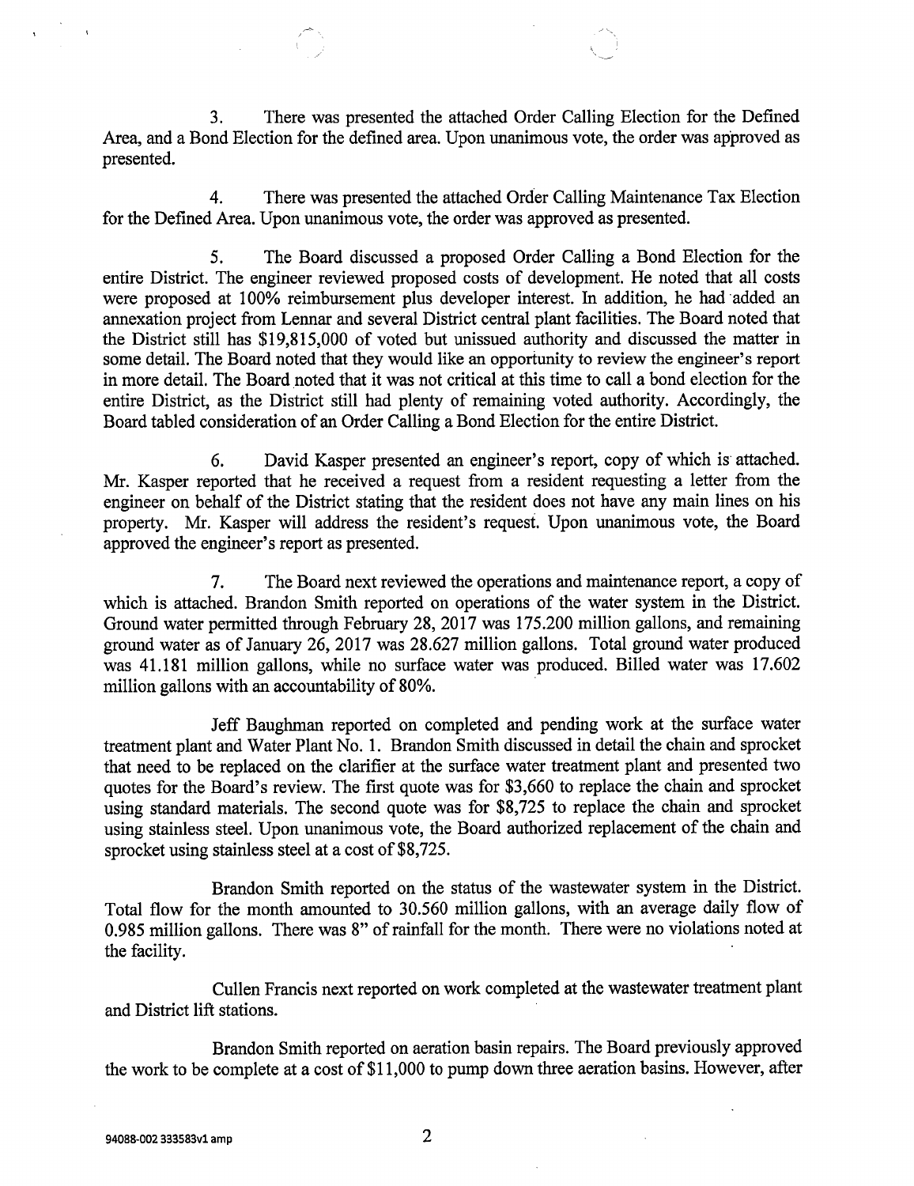3. There was presented the attached Order Calling Election for the Defined Area, and a Bond Election for the defined area. Upon unanimous vote, the order was approved as presented.

4. There was presented the attached Order Calling Maintenance Tax Election for the Defined Area. Upon unanimous vote, the order was approved as presented.

5. The Board discussed a proposed Order Calling a Bond Election for the entire District. The engineer reviewed proposed costs of development. He noted that all costs were proposed at 100% reimbursement plus developer interest. In addition, he had added an annexation project from Lennar and several District central plant facilities. The Board noted that the District still has $19,815,000 of voted but unissued authority and discussed the matter in some detail. The Board noted that they would like an opportunity to review the engineer's report in more detail. The Board noted that it was not critical at this time to call a bond election for the entire District, as the District still had plenty of remaining voted authority. Accordingly, the Board tabled consideration of an Order Calling a Bond Election for the entire District.

6. David Kasper presented an engineer's report, copy of which is attached. Mr. Kasper reported that he received a request from a resident requesting a letter from the engineer on behalf of the District stating that the resident does not have any main lines on his property. Mr. Kasper will address the resident's request. Upon unanimous vote, the Board approved the engineer's report as presented.

7. The Board next reviewed the operations and maintenance report, a copy of which is attached. Brandon Smith reported on operations of the water system in the District. Ground water permitted through February 28, 2017 was 175.200 million gallons, and remaining ground water as of January 26, 2017 was 28.627 million gallons. Total ground water produced was 41.181 million gallons, while no surface water was produced. Billed water was 17.602 million gallons with an accountability of 80%.

Jeff Baughman reported on completed and pending work at the surface water treatment plant and Water Plant No. 1. Brandon Smith discussed in detail the chain and sprocket that need to be replaced on the clarifier at the surface water treatment plant and presented two quotes for the Board's review. The first quote was for $3,660 to replace the chain and sprocket using standard materials. The second quote was for $8,725 to replace the chain and sprocket using stainless steel. Upon unanimous vote, the Board authorized replacement of the chain and sprocket using stainless steel at a cost of $8,725.

Brandon Smith reported on the status of the wastewater system in the District. Total flow for the month amounted to 30.560 million gallons, with an average daily flow of 0.985 million gallons. There was 8" of rainfall for the month. There were no violations noted at the facility.

Cullen Francis next reported on work completed at the wastewater treatment plant and District lift stations.

Brandon Smith reported on aeration basin repairs. The Board previously approved the work to be complete at a cost of $11,000 to pump down three aeration basins. However, after

94088-002 333583v1 amp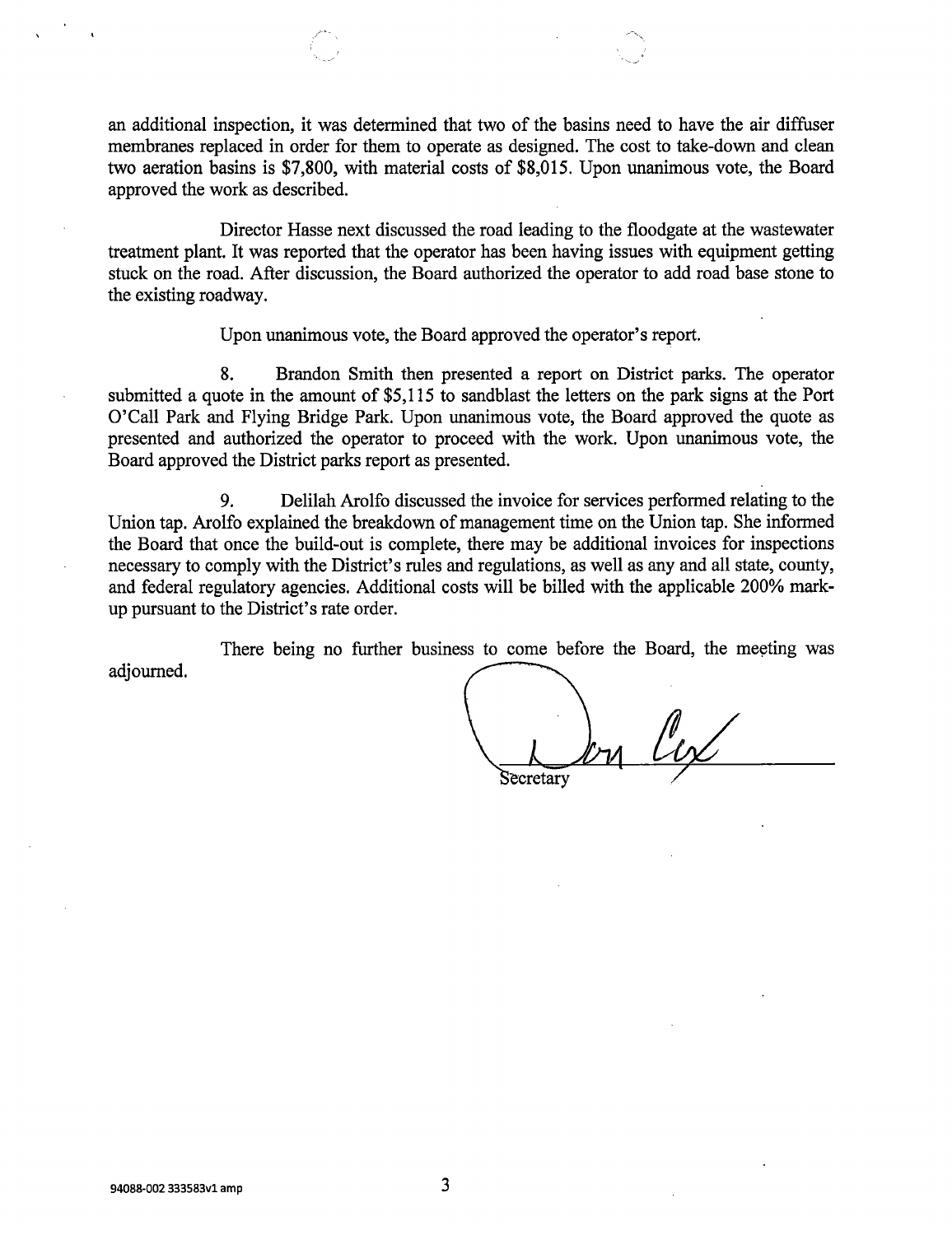an additional inspection, it was determined that two of the basins need to have the air diffuser membranes replaced in order for them to operate as designed. The cost to take-down and clean two aeration basins is $7,800, with material costs of $8,015. Upon unanimous vote, the Board approved the work as described.

Director Hasse next discussed the road leading to the floodgate at the wastewater treatment plant. It was reported that the operator has been having issues with equipment getting stuck on the road. After discussion, the Board authorized the operator to add road base stone to the existing roadway.

Upon unanimous vote, the Board approved the operator's report.

8. Brandon Smith then presented a report on District parks. The operator submitted a quote in the amount of $5,115 to sandblast the letters on the park signs at the Port O'Call Park and Flying Bridge Park. Upon unanimous vote, the Board approved the quote as presented and authorized the operator to proceed with the work. Upon unanimous vote, the Board approved the District parks report as presented.

9. Delilah Arolfo discussed the invoice for services performed relating to the Union tap. Arolfo explained the breakdown of management time on the Union tap. She informed the Board that once the build-out is complete, there may be additional invoices for inspections necessary to comply with the District's rules and regulations, as well as any and all state, county, and federal regulatory agencies. Additional costs will be billed with the applicable 200% mark-up pursuant to the District's rate order.

There being no further business to come before the Board, the meeting was adjourned.

Secretary

94088-002 333583v1 amp